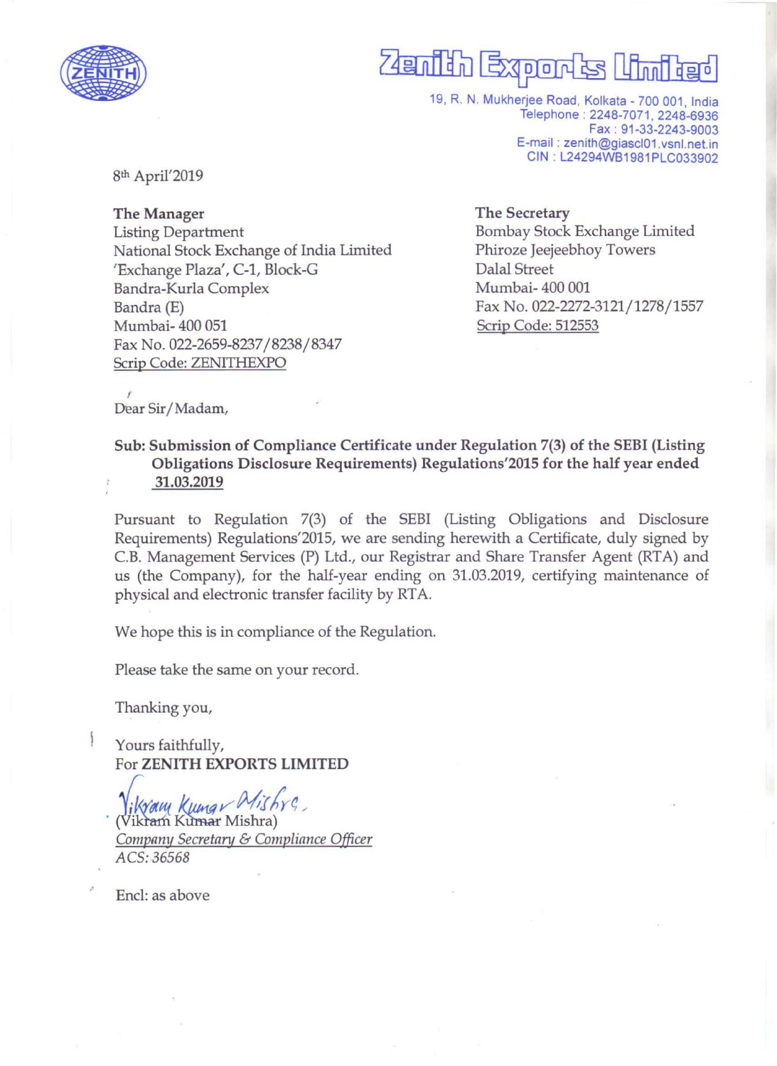# Zenith Exports Limited

19, R. N. Mukherjee Road, Kolkata - 700 001, India
Telephone : 2248-7071, 2248-6936
Fax : 91-33-2243-9003
E-mail : zenith@giascl01.vsnl.net.in
CIN : L24294WB1981PLC033902

8th April'2019

**The Manager**
Listing Department
National Stock Exchange of India Limited
'Exchange Plaza', C-1, Block-G
Bandra-Kurla Complex
Bandra (E)
Mumbai- 400 051
Fax No. 022-2659-8237/8238/8347
Scrip Code: ZENITHEXPO

**The Secretary**
Bombay Stock Exchange Limited
Phiroze Jeejeebhoy Towers
Dalal Street
Mumbai- 400 001
Fax No. 022-2272-3121/1278/1557
Scrip Code: 512553

Dear Sir/Madam,

**Sub: Submission of Compliance Certificate under Regulation 7(3) of the SEBI (Listing Obligations Disclosure Requirements) Regulations'2015 for the half year ended 31.03.2019**

Pursuant to Regulation 7(3) of the SEBI (Listing Obligations and Disclosure Requirements) Regulations'2015, we are sending herewith a Certificate, duly signed by C.B. Management Services (P) Ltd., our Registrar and Share Transfer Agent (RTA) and us (the Company), for the half-year ending on 31.03.2019, certifying maintenance of physical and electronic transfer facility by RTA.

We hope this is in compliance of the Regulation.

Please take the same on your record.

Thanking you,

Yours faithfully,
For **ZENITH EXPORTS LIMITED**

(Vikram Kumar Mishra)
*Company Secretary & Compliance Officer*
*ACS: 36568*

Encl: as above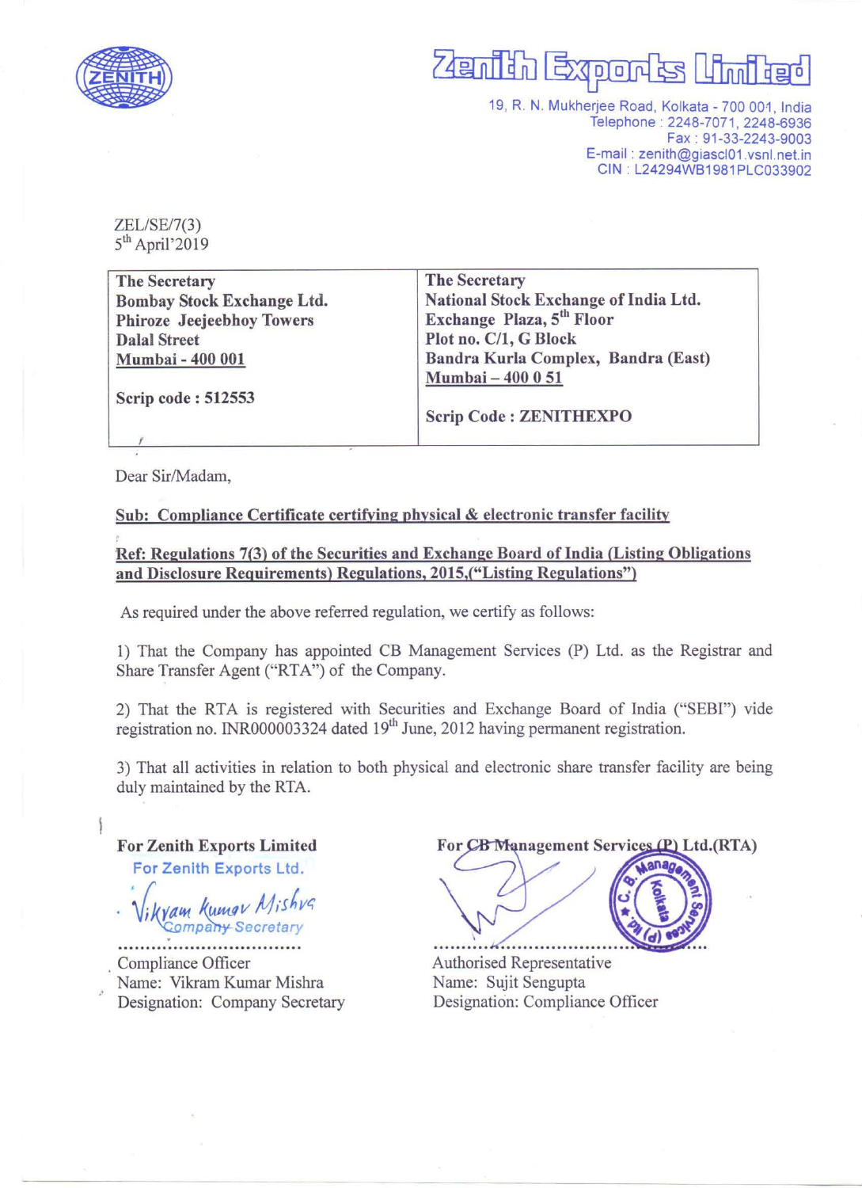# Zenith Exports Limited

19, R. N. Mukherjee Road, Kolkata - 700 001, India
Telephone : 2248-7071, 2248-6936
Fax : 91-33-2243-9003
E-mail : zenith@giascl01.vsnl.net.in
CIN : L24294WB1981PLC033902

ZEL/SE/7(3)
5th April'2019

| | |
|---|---|
| **The Secretary**<br>**Bombay Stock Exchange Ltd.**<br>**Phiroze Jeejeebhoy Towers**<br>**Dalal Street**<br>**Mumbai - 400 001**<br><br>**Scrip code : 512553** | **The Secretary**<br>**National Stock Exchange of India Ltd.**<br>**Exchange Plaza, 5th Floor**<br>**Plot no. C/1, G Block**<br>**Bandra Kurla Complex, Bandra (East)**<br>**Mumbai – 400 0 51**<br><br>**Scrip Code : ZENITHEXPO** |

Dear Sir/Madam,

**Sub: Compliance Certificate certifying physical & electronic transfer facility**

**Ref: Regulations 7(3) of the Securities and Exchange Board of India (Listing Obligations and Disclosure Requirements) Regulations, 2015,("Listing Regulations")**

As required under the above referred regulation, we certify as follows:

1) That the Company has appointed CB Management Services (P) Ltd. as the Registrar and Share Transfer Agent ("RTA") of the Company.

2) That the RTA is registered with Securities and Exchange Board of India ("SEBI") vide registration no. INR000003324 dated 19th June, 2012 having permanent registration.

3) That all activities in relation to both physical and electronic share transfer facility are being duly maintained by the RTA.

**For Zenith Exports Limited**

For Zenith Exports Ltd.
Vikram Kumar Mishra
Company Secretary

Compliance Officer
Name: Vikram Kumar Mishra
Designation: Company Secretary

**For CB Management Services (P) Ltd.(RTA)**

Authorised Representative
Name: Sujit Sengupta
Designation: Compliance Officer